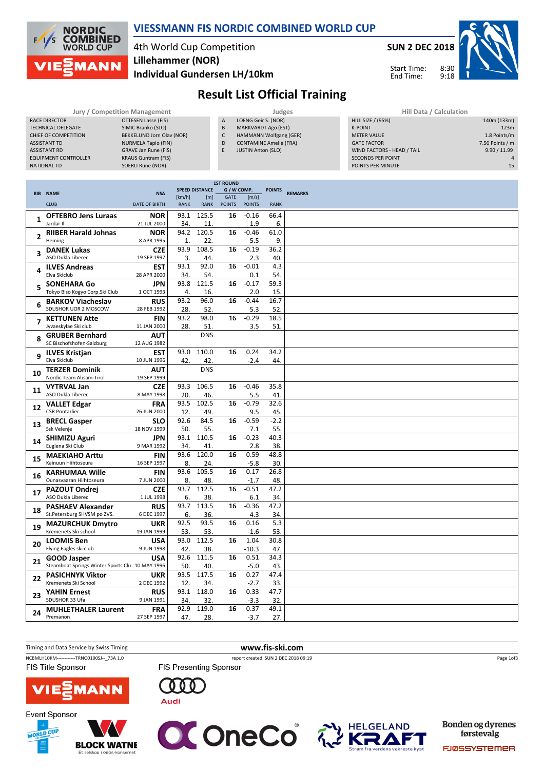# VIESSMANN FIS NORDIC COMBINED WORLD CUP

4th World Cup Competition
Lillehammer (NOR)
Individual Gundersen LH/10km

SUN 2 DEC 2018
Start Time: 8:30
End Time: 9:18

## Result List Official Training

| Jury / Competition Management | |
|---|---|
| RACE DIRECTOR | OTTESEN Lasse (FIS) |
| TECHNICAL DELEGATE | SIMIC Branko (SLO) |
| CHIEF OF COMPETITION | BEKKELUND Jorn Olav (NOR) |
| ASSISTANT TD | NURMELA Tapio (FIN) |
| ASSISTANT RD | GRAVE Jan Rune (FIS) |
| EQUIPMENT CONTROLLER | KRAUS Guntram (FIS) |
| NATIONAL TD | SOERLI Rune (NOR) |

| Judges | |
|---|---|
| A | LOENG Geir S. (NOR) |
| B | MARKVARDT Ago (EST) |
| C | HAMMANN Wolfgang (GER) |
| D | CONTAMINE Amelie (FRA) |
| E | JUSTIN Anton (SLO) |

| Hill Data / Calculation | |
|---|---|
| HILL SIZE / (95%) | 140m (133m) |
| K-POINT | 123m |
| METER VALUE | 1.8 Points/m |
| GATE FACTOR | 7.56 Points / m |
| WIND FACTORS - HEAD / TAIL | 9.90 / 11.99 |
| SECONDS PER POINT | 4 |
| POINTS PER MINUTE | 15 |

| BIB | NAME / CLUB | NSA / DATE OF BIRTH | SPEED [km/h] / RANK | DISTANCE [m] / RANK | G / W COMP. GATE / POINTS | [m/s] / POINTS | POINTS / RANK | REMARKS |
|---|---|---|---|---|---|---|---|---|
| 1 | OFTEBRO Jens Luraas<br>Jardar Il | NOR<br>21 JUL 2000 | 93.1<br>34. | 125.5<br>11. | 16 | -0.16<br>1.9 | 66.4<br>6. | |
| 2 | RIIBER Harald Johnas<br>Heming | NOR<br>8 APR 1995 | 94.2<br>1. | 120.5<br>22. | 16 | -0.46<br>5.5 | 61.0<br>9. | |
| 3 | DANEK Lukas<br>ASO Dukla Liberec | CZE<br>19 SEP 1997 | 93.9<br>3. | 108.5<br>44. | 16 | -0.19<br>2.3 | 36.2<br>40. | |
| 4 | ILVES Andreas<br>Elva Skiclub | EST<br>28 APR 2000 | 93.1<br>34. | 92.0<br>54. | 16 | -0.01<br>0.1 | 4.3<br>54. | |
| 5 | SONEHARA Go<br>Tokyo Biso Kogyo Corp.Ski Club | JPN<br>1 OCT 1993 | 93.8<br>4. | 121.5<br>16. | 16 | -0.17<br>2.0 | 59.3<br>15. | |
| 6 | BARKOV Viacheslav<br>SDUSHOR UOR 2 MOSCOW | RUS<br>28 FEB 1992 | 93.2<br>28. | 96.0<br>52. | 16 | -0.44<br>5.3 | 16.7<br>52. | |
| 7 | KETTUNEN Atte<br>Jyvaeskylae Ski club | FIN<br>11 JAN 2000 | 93.2<br>28. | 98.0<br>51. | 16 | -0.29<br>3.5 | 18.5<br>51. | |
| 8 | GRUBER Bernhard<br>SC Bischofshofen-Salzburg | AUT<br>12 AUG 1982 | | DNS | | | | |
| 9 | ILVES Kristjan<br>Elva Skiclub | EST<br>10 JUN 1996 | 93.0<br>42. | 110.0<br>42. | 16 | 0.24<br>-2.4 | 34.2<br>44. | |
| 10 | TERZER Dominik<br>Nordic Team Absam-Tirol | AUT<br>19 SEP 1999 | | DNS | | | | |
| 11 | VYTRVAL Jan<br>ASO Dukla Liberec | CZE<br>8 MAY 1998 | 93.3<br>20. | 106.5<br>46. | 16 | -0.46<br>5.5 | 35.8<br>41. | |
| 12 | VALLET Edgar<br>CSR Pontarlier | FRA<br>26 JUN 2000 | 93.5<br>12. | 102.5<br>49. | 16 | -0.79<br>9.5 | 32.6<br>45. | |
| 13 | BRECL Gasper<br>Ssk Velenje | SLO<br>18 NOV 1999 | 92.6<br>50. | 84.5<br>55. | 16 | -0.59<br>7.1 | -2.2<br>55. | |
| 14 | SHIMIZU Aguri<br>Euglena Ski Club | JPN<br>9 MAR 1992 | 93.1<br>34. | 110.5<br>41. | 16 | -0.23<br>2.8 | 40.3<br>38. | |
| 15 | MAEKIAHO Arttu<br>Kainuun Hiihtoseura | FIN<br>16 SEP 1997 | 93.6<br>8. | 120.0<br>24. | 16 | 0.59<br>-5.8 | 48.8<br>30. | |
| 16 | KARHUMAA Wille<br>Ounasvaaran Hiihtoseura | FIN<br>7 JUN 2000 | 93.6<br>8. | 105.5<br>48. | 16 | 0.17<br>-1.7 | 26.8<br>48. | |
| 17 | PAZOUT Ondrej<br>ASO Dukla Liberec | CZE<br>1 JUL 1998 | 93.7<br>6. | 112.5<br>38. | 16 | -0.51<br>6.1 | 47.2<br>34. | |
| 18 | PASHAEV Alexander<br>St.Petersburg SHVSM po ZVS. | RUS<br>6 DEC 1997 | 93.7<br>6. | 113.5<br>36. | 16 | -0.36<br>4.3 | 47.2<br>34. | |
| 19 | MAZURCHUK Dmytro<br>Kremenets Ski school | UKR<br>19 JAN 1999 | 92.5<br>53. | 93.5<br>53. | 16 | 0.16<br>-1.6 | 5.3<br>53. | |
| 20 | LOOMIS Ben<br>Flying Eagles ski club | USA<br>9 JUN 1998 | 93.0<br>42. | 112.5<br>38. | 16 | 1.04<br>-10.3 | 30.8<br>47. | |
| 21 | GOOD Jasper<br>Steamboat Springs Winter Sports Clu | USA<br>10 MAY 1996 | 92.6<br>50. | 111.5<br>40. | 16 | 0.51<br>-5.0 | 34.3<br>43. | |
| 22 | PASICHNYK Viktor<br>Kremenets Ski School | UKR<br>2 DEC 1992 | 93.5<br>12. | 117.5<br>34. | 16 | 0.27<br>-2.7 | 47.4<br>33. | |
| 23 | YAHIN Ernest<br>SDUSHOR 33 Ufa | RUS<br>9 JAN 1991 | 93.1<br>34. | 118.0<br>32. | 16 | 0.33<br>-3.3 | 47.7<br>32. | |
| 24 | MUHLETHALER Laurent<br>Premanon | FRA<br>27 SEP 1997 | 92.9<br>47. | 119.0<br>28. | 16 | 0.37<br>-3.7 | 49.1<br>27. | |

Timing and Data Service by Swiss Timing

www.fis-ski.com

NCBMLH10KM------------TRNO0100SJ--_73A 1.0 report created SUN 2 DEC 2018 09:19

FIS Title Sponsor: VIESSMANN

FIS Presenting Sponsor: Audi

Event Sponsor: BLOCK WATNE, OneCo, HELGELAND KRAFT, Bonden og dyrenes førstevalg FJØSSYSTEMER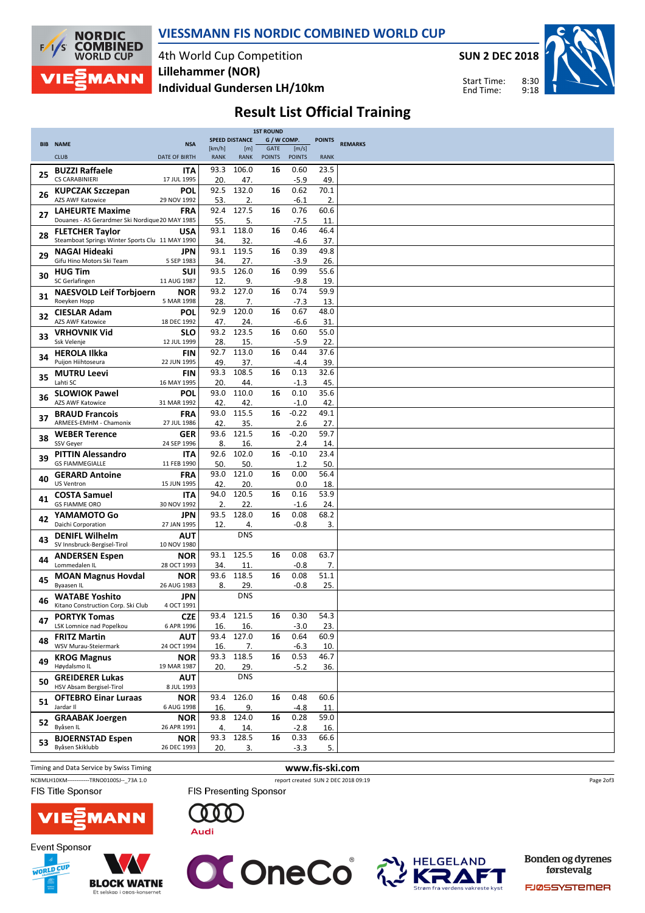# VIESSMANN FIS NORDIC COMBINED WORLD CUP

4th World Cup Competition
**Lillehammer (NOR)**
**Individual Gundersen LH/10km**

**SUN 2 DEC 2018**

Start Time: 8:30
End Time: 9:18

## Result List Official Training

| BIB | NAME / CLUB | NSA / DATE OF BIRTH | SPEED [km/h] / RANK | DISTANCE [m] / RANK | GATE / POINTS | W COMP. [m/s] / POINTS | POINTS / RANK | REMARKS |
|---|---|---|---|---|---|---|---|---|
| 25 | **BUZZI Raffaele** CS CARABINIERI | ITA 17 JUL 1995 | 93.3 20. | 106.0 47. | 16 | 0.60 -5.9 | 23.5 49. | |
| 26 | **KUPCZAK Szczepan** AZS AWF Katowice | POL 29 NOV 1992 | 92.5 53. | 132.0 2. | 16 | 0.62 -6.1 | 70.1 2. | |
| 27 | **LAHEURTE Maxime** Douanes - AS Gerardmer Ski Nordique | FRA 20 MAY 1985 | 92.4 55. | 127.5 5. | 16 | 0.76 -7.5 | 60.6 11. | |
| 28 | **FLETCHER Taylor** Steamboat Springs Winter Sports Clu | USA 11 MAY 1990 | 93.1 34. | 118.0 32. | 16 | 0.46 -4.6 | 46.4 37. | |
| 29 | **NAGAI Hideaki** Gifu Hino Motors Ski Team | JPN 5 SEP 1983 | 93.1 34. | 119.5 27. | 16 | 0.39 -3.9 | 49.8 26. | |
| 30 | **HUG Tim** SC Gerlafingen | SUI 11 AUG 1987 | 93.5 12. | 126.0 9. | 16 | 0.99 -9.8 | 55.6 19. | |
| 31 | **NAESVOLD Leif Torbjoern** Roeyken Hopp | NOR 5 MAR 1998 | 93.2 28. | 127.0 7. | 16 | 0.74 -7.3 | 59.9 13. | |
| 32 | **CIESLAR Adam** AZS AWF Katowice | POL 18 DEC 1992 | 92.9 47. | 120.0 24. | 16 | 0.67 -6.6 | 48.0 31. | |
| 33 | **VRHOVNIK Vid** Ssk Velenje | SLO 12 JUL 1999 | 93.2 28. | 123.5 15. | 16 | 0.60 -5.9 | 55.0 22. | |
| 34 | **HEROLA Ilkka** Puijon Hiihtoseura | FIN 22 JUN 1995 | 92.7 49. | 113.0 37. | 16 | 0.44 -4.4 | 37.6 39. | |
| 35 | **MUTRU Leevi** Lahti SC | FIN 16 MAY 1995 | 93.3 20. | 108.5 44. | 16 | 0.13 -1.3 | 32.6 45. | |
| 36 | **SLOWIOK Pawel** AZS AWF Katowice | POL 31 MAR 1992 | 93.0 42. | 110.0 42. | 16 | 0.10 -1.0 | 35.6 42. | |
| 37 | **BRAUD Francois** ARMEES-EMHM - Chamonix | FRA 27 JUL 1986 | 93.0 42. | 115.5 35. | 16 | -0.22 2.6 | 49.1 27. | |
| 38 | **WEBER Terence** SSV Geyer | GER 24 SEP 1996 | 93.6 8. | 121.5 16. | 16 | -0.20 2.4 | 59.7 14. | |
| 39 | **PITTIN Alessandro** GS FIAMMEGIALLE | ITA 11 FEB 1990 | 92.6 50. | 102.0 50. | 16 | -0.10 1.2 | 23.4 50. | |
| 40 | **GERARD Antoine** US Ventron | FRA 15 JUN 1995 | 93.0 42. | 121.0 20. | 16 | 0.00 0.0 | 56.4 18. | |
| 41 | **COSTA Samuel** GS FIAMME ORO | ITA 30 NOV 1992 | 94.0 2. | 120.5 22. | 16 | 0.16 -1.6 | 53.9 24. | |
| 42 | **YAMAMOTO Go** Daichi Corporation | JPN 27 JAN 1995 | 93.5 12. | 128.0 4. | 16 | 0.08 -0.8 | 68.2 3. | |
| 43 | **DENIFL Wilhelm** SV Innsbruck-Bergisel-Tirol | AUT 10 NOV 1980 | | DNS | | | | |
| 44 | **ANDERSEN Espen** Lommedalen IL | NOR 28 OCT 1993 | 93.1 34. | 125.5 11. | 16 | 0.08 -0.8 | 63.7 7. | |
| 45 | **MOAN Magnus Hovdal** Byaasen IL | NOR 26 AUG 1983 | 93.6 8. | 118.5 29. | 16 | 0.08 -0.8 | 51.1 25. | |
| 46 | **WATABE Yoshito** Kitano Construction Corp. Ski Club | JPN 4 OCT 1991 | | DNS | | | | |
| 47 | **PORTYK Tomas** LSK Lomnice nad Popelkou | CZE 6 APR 1996 | 93.4 16. | 121.5 16. | 16 | 0.30 -3.0 | 54.3 23. | |
| 48 | **FRITZ Martin** WSV Murau-Steiermark | AUT 24 OCT 1994 | 93.4 16. | 127.0 7. | 16 | 0.64 -6.3 | 60.9 10. | |
| 49 | **KROG Magnus** Høydalsmo IL | NOR 19 MAR 1987 | 93.3 20. | 118.5 29. | 16 | 0.53 -5.2 | 46.7 36. | |
| 50 | **GREIDERER Lukas** HSV Absam Bergisel-Tirol | AUT 8 JUL 1993 | | DNS | | | | |
| 51 | **OFTEBRO Einar Luraas** Jardar Il | NOR 6 AUG 1998 | 93.4 16. | 126.0 9. | 16 | 0.48 -4.8 | 60.6 11. | |
| 52 | **GRAABAK Joergen** Byåsen IL | NOR 26 APR 1991 | 93.8 4. | 124.0 14. | 16 | 0.28 -2.8 | 59.0 16. | |
| 53 | **BJOERNSTAD Espen** Byåsen Skiklubb | NOR 26 DEC 1993 | 93.3 20. | 128.5 3. | 16 | 0.33 -3.3 | 66.6 5. | |

Timing and Data Service by Swiss Timing

www.fis-ski.com

NCBMLH10KM------------TRNO0100SJ--_73A 1.0 report created SUN 2 DEC 2018 09:19

FIS Title Sponsor: VIESSMANN
FIS Presenting Sponsor: Audi
Event Sponsor: World Cup Lillehammer, BLOCK WATNE (Et selskap i OBOS-konsernet), OneCo, HELGELAND KRAFT (Strøm fra verdens vakreste kyst), Bonden og dyrenes førstevalg FJØSSYSTEMER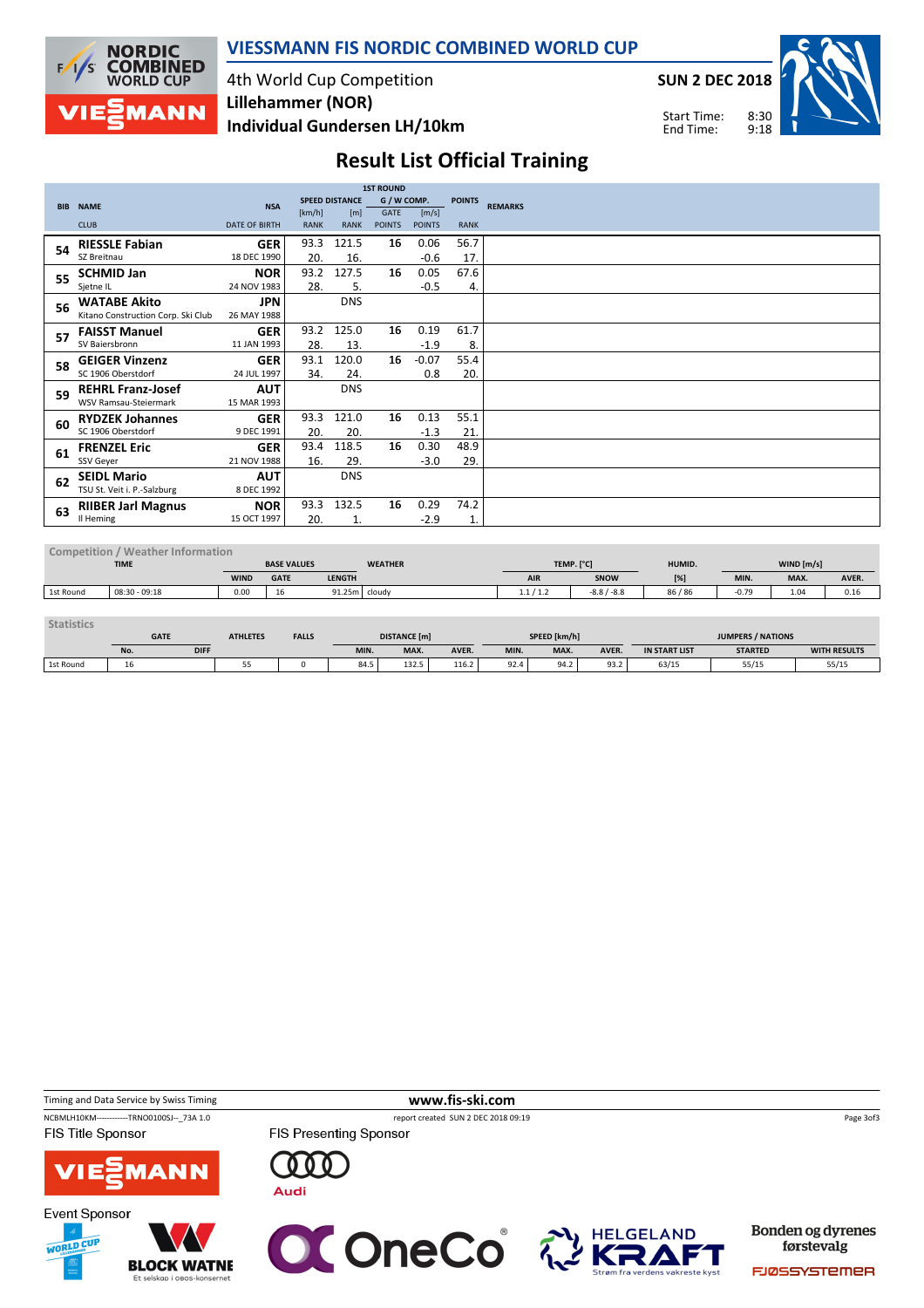# VIESSMANN FIS NORDIC COMBINED WORLD CUP

4th World Cup Competition
**Lillehammer (NOR)**
**Individual Gundersen LH/10km**

**SUN 2 DEC 2018**

Start Time: 8:30
End Time: 9:18

## Result List Official Training

| BIB | NAME / CLUB | NSA / DATE OF BIRTH | SPEED [km/h] / RANK | DISTANCE [m] / RANK | G / W COMP. GATE / POINTS | [m/s] / POINTS | POINTS / RANK | REMARKS |
|---|---|---|---|---|---|---|---|---|
| 54 | **RIESSLE Fabian** SZ Breitnau | GER 18 DEC 1990 | 93.3 20. | 121.5 16. | 16 | 0.06 -0.6 | 56.7 17. | |
| 55 | **SCHMID Jan** Sjetne IL | NOR 24 NOV 1983 | 93.2 28. | 127.5 5. | 16 | 0.05 -0.5 | 67.6 4. | |
| 56 | **WATABE Akito** Kitano Construction Corp. Ski Club | JPN 26 MAY 1988 | | DNS | | | | |
| 57 | **FAISST Manuel** SV Baiersbronn | GER 11 JAN 1993 | 93.2 28. | 125.0 13. | 16 | 0.19 -1.9 | 61.7 8. | |
| 58 | **GEIGER Vinzenz** SC 1906 Oberstdorf | GER 24 JUL 1997 | 93.1 34. | 120.0 24. | 16 | -0.07 0.8 | 55.4 20. | |
| 59 | **REHRL Franz-Josef** WSV Ramsau-Steiermark | AUT 15 MAR 1993 | | DNS | | | | |
| 60 | **RYDZEK Johannes** SC 1906 Oberstdorf | GER 9 DEC 1991 | 93.3 20. | 121.0 20. | 16 | 0.13 -1.3 | 55.1 21. | |
| 61 | **FRENZEL Eric** SSV Geyer | GER 21 NOV 1988 | 93.4 16. | 118.5 29. | 16 | 0.30 -3.0 | 48.9 29. | |
| 62 | **SEIDL Mario** TSU St. Veit i. P.-Salzburg | AUT 8 DEC 1992 | | DNS | | | | |
| 63 | **RIIBER Jarl Magnus** Il Heming | NOR 15 OCT 1997 | 93.3 20. | 132.5 1. | 16 | 0.29 -2.9 | 74.2 1. | |

### Competition / Weather Information

| | TIME | BASE VALUES WIND | GATE | LENGTH | WEATHER | TEMP. [°C] AIR | SNOW | HUMID. [%] | WIND [m/s] MIN. | MAX. | AVER. |
|---|---|---|---|---|---|---|---|---|---|---|---|
| 1st Round | 08:30 - 09:18 | 0.00 | 16 | 91.25m | cloudy | 1.1 / 1.2 | -8.8 / -8.8 | 86 / 86 | -0.79 | 1.04 | 0.16 |

### Statistics

| | GATE No. | DIFF | ATHLETES | FALLS | DISTANCE [m] MIN. | MAX. | AVER. | SPEED [km/h] MIN. | MAX. | AVER. | JUMPERS / NATIONS IN START LIST | STARTED | WITH RESULTS |
|---|---|---|---|---|---|---|---|---|---|---|---|---|---|
| 1st Round | 16 | | 55 | 0 | 84.5 | 132.5 | 116.2 | 92.4 | 94.2 | 93.2 | 63/15 | 55/15 | 55/15 |

Timing and Data Service by Swiss Timing

www.fis-ski.com

NCBMLH10KM------------TRNO0100SJ--_73A 1.0

report created SUN 2 DEC 2018 09:19

FIS Title Sponsor

FIS Presenting Sponsor

Event Sponsor